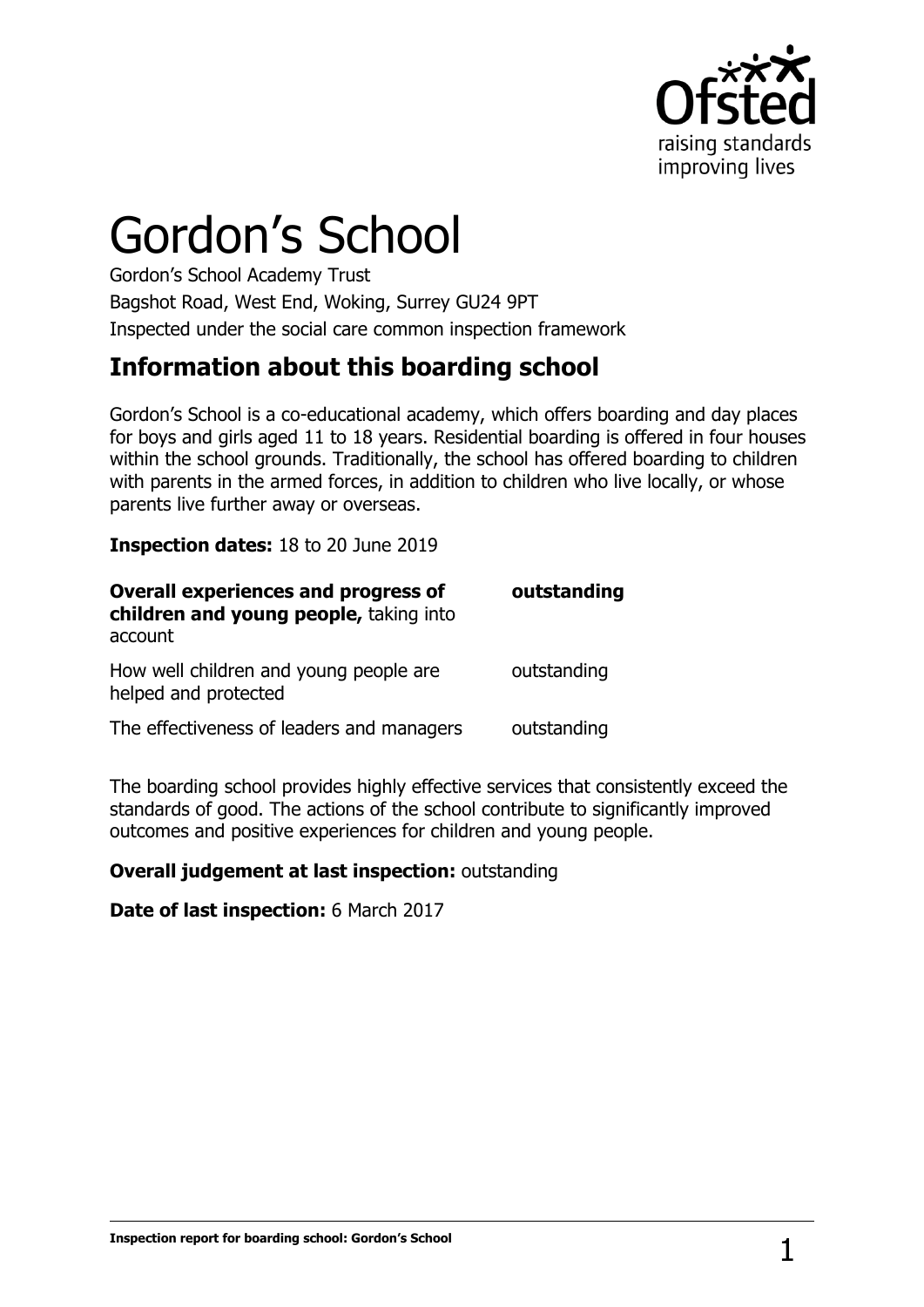# Gordon's School

Gordon's School Academy Trust

Bagshot Road, West End, Woking, Surrey GU24 9PT

Inspected under the social care common inspection framework

## Information about this boarding school

Gordon's School is a co-educational academy, which offers boarding and day places for boys and girls aged 11 to 18 years. Residential boarding is offered in four houses within the school grounds. Traditionally, the school has offered boarding to children with parents in the armed forces, in addition to children who live locally, or whose parents live further away or overseas.

**Inspection dates:** 18 to 20 June 2019

| | |
|---|---|
| **Overall experiences and progress of children and young people,** taking into account | **outstanding** |
| How well children and young people are helped and protected | outstanding |
| The effectiveness of leaders and managers | outstanding |

The boarding school provides highly effective services that consistently exceed the standards of good. The actions of the school contribute to significantly improved outcomes and positive experiences for children and young people.

**Overall judgement at last inspection:** outstanding

**Date of last inspection:** 6 March 2017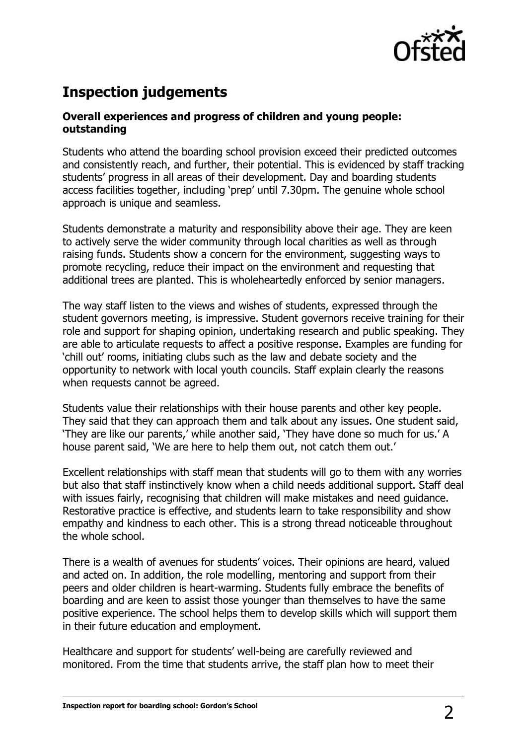## Inspection judgements

### Overall experiences and progress of children and young people: outstanding

Students who attend the boarding school provision exceed their predicted outcomes and consistently reach, and further, their potential. This is evidenced by staff tracking students' progress in all areas of their development. Day and boarding students access facilities together, including 'prep' until 7.30pm. The genuine whole school approach is unique and seamless.

Students demonstrate a maturity and responsibility above their age. They are keen to actively serve the wider community through local charities as well as through raising funds. Students show a concern for the environment, suggesting ways to promote recycling, reduce their impact on the environment and requesting that additional trees are planted. This is wholeheartedly enforced by senior managers.

The way staff listen to the views and wishes of students, expressed through the student governors meeting, is impressive. Student governors receive training for their role and support for shaping opinion, undertaking research and public speaking. They are able to articulate requests to affect a positive response. Examples are funding for 'chill out' rooms, initiating clubs such as the law and debate society and the opportunity to network with local youth councils. Staff explain clearly the reasons when requests cannot be agreed.

Students value their relationships with their house parents and other key people. They said that they can approach them and talk about any issues. One student said, 'They are like our parents,' while another said, 'They have done so much for us.' A house parent said, 'We are here to help them out, not catch them out.'

Excellent relationships with staff mean that students will go to them with any worries but also that staff instinctively know when a child needs additional support. Staff deal with issues fairly, recognising that children will make mistakes and need guidance. Restorative practice is effective, and students learn to take responsibility and show empathy and kindness to each other. This is a strong thread noticeable throughout the whole school.

There is a wealth of avenues for students' voices. Their opinions are heard, valued and acted on. In addition, the role modelling, mentoring and support from their peers and older children is heart-warming. Students fully embrace the benefits of boarding and are keen to assist those younger than themselves to have the same positive experience. The school helps them to develop skills which will support them in their future education and employment.

Healthcare and support for students' well-being are carefully reviewed and monitored. From the time that students arrive, the staff plan how to meet their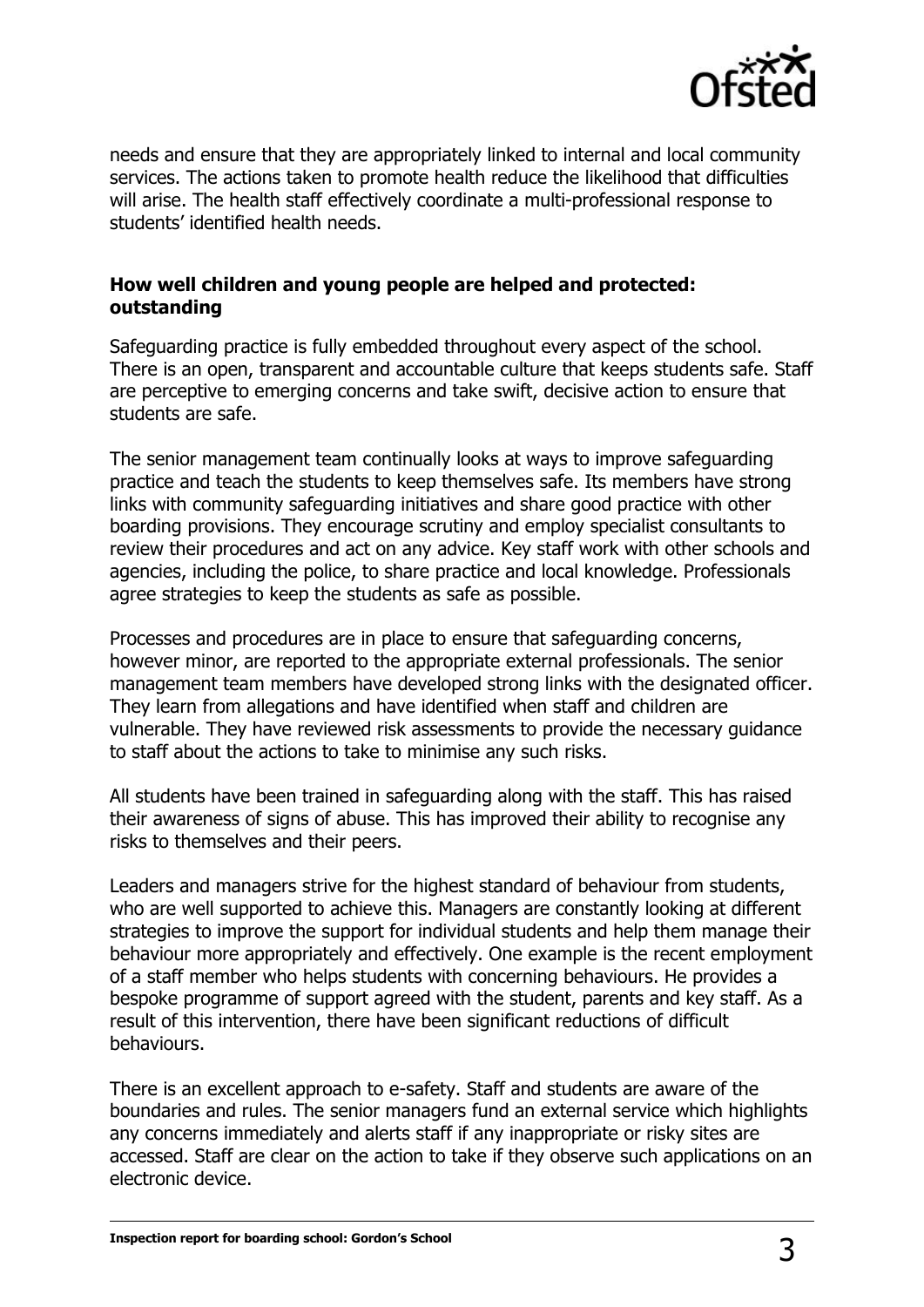needs and ensure that they are appropriately linked to internal and local community services. The actions taken to promote health reduce the likelihood that difficulties will arise. The health staff effectively coordinate a multi-professional response to students' identified health needs.

### How well children and young people are helped and protected: outstanding

Safeguarding practice is fully embedded throughout every aspect of the school. There is an open, transparent and accountable culture that keeps students safe. Staff are perceptive to emerging concerns and take swift, decisive action to ensure that students are safe.

The senior management team continually looks at ways to improve safeguarding practice and teach the students to keep themselves safe. Its members have strong links with community safeguarding initiatives and share good practice with other boarding provisions. They encourage scrutiny and employ specialist consultants to review their procedures and act on any advice. Key staff work with other schools and agencies, including the police, to share practice and local knowledge. Professionals agree strategies to keep the students as safe as possible.

Processes and procedures are in place to ensure that safeguarding concerns, however minor, are reported to the appropriate external professionals. The senior management team members have developed strong links with the designated officer. They learn from allegations and have identified when staff and children are vulnerable. They have reviewed risk assessments to provide the necessary guidance to staff about the actions to take to minimise any such risks.

All students have been trained in safeguarding along with the staff. This has raised their awareness of signs of abuse. This has improved their ability to recognise any risks to themselves and their peers.

Leaders and managers strive for the highest standard of behaviour from students, who are well supported to achieve this. Managers are constantly looking at different strategies to improve the support for individual students and help them manage their behaviour more appropriately and effectively. One example is the recent employment of a staff member who helps students with concerning behaviours. He provides a bespoke programme of support agreed with the student, parents and key staff. As a result of this intervention, there have been significant reductions of difficult behaviours.

There is an excellent approach to e-safety. Staff and students are aware of the boundaries and rules. The senior managers fund an external service which highlights any concerns immediately and alerts staff if any inappropriate or risky sites are accessed. Staff are clear on the action to take if they observe such applications on an electronic device.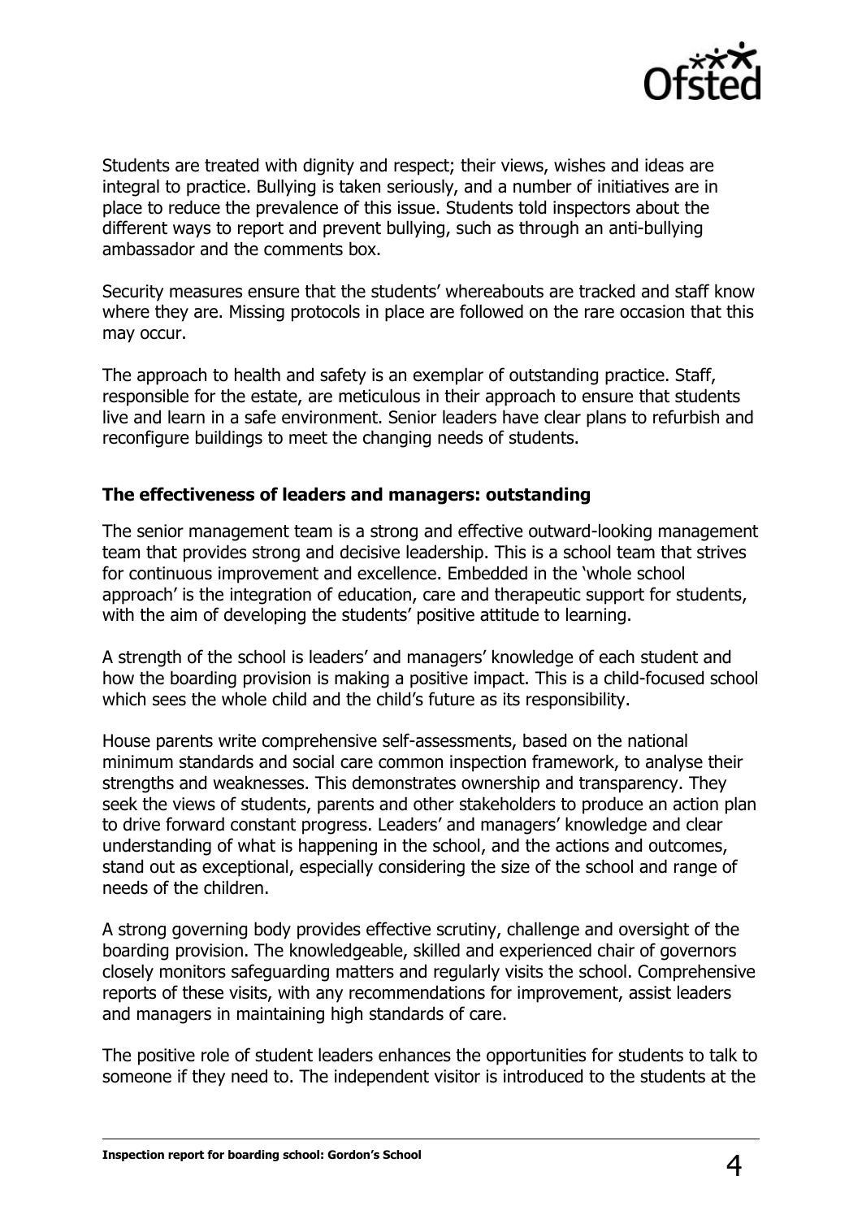Students are treated with dignity and respect; their views, wishes and ideas are integral to practice. Bullying is taken seriously, and a number of initiatives are in place to reduce the prevalence of this issue. Students told inspectors about the different ways to report and prevent bullying, such as through an anti-bullying ambassador and the comments box.

Security measures ensure that the students' whereabouts are tracked and staff know where they are. Missing protocols in place are followed on the rare occasion that this may occur.

The approach to health and safety is an exemplar of outstanding practice. Staff, responsible for the estate, are meticulous in their approach to ensure that students live and learn in a safe environment. Senior leaders have clear plans to refurbish and reconfigure buildings to meet the changing needs of students.

### The effectiveness of leaders and managers: outstanding

The senior management team is a strong and effective outward-looking management team that provides strong and decisive leadership. This is a school team that strives for continuous improvement and excellence. Embedded in the 'whole school approach' is the integration of education, care and therapeutic support for students, with the aim of developing the students' positive attitude to learning.

A strength of the school is leaders' and managers' knowledge of each student and how the boarding provision is making a positive impact. This is a child-focused school which sees the whole child and the child's future as its responsibility.

House parents write comprehensive self-assessments, based on the national minimum standards and social care common inspection framework, to analyse their strengths and weaknesses. This demonstrates ownership and transparency. They seek the views of students, parents and other stakeholders to produce an action plan to drive forward constant progress. Leaders' and managers' knowledge and clear understanding of what is happening in the school, and the actions and outcomes, stand out as exceptional, especially considering the size of the school and range of needs of the children.

A strong governing body provides effective scrutiny, challenge and oversight of the boarding provision. The knowledgeable, skilled and experienced chair of governors closely monitors safeguarding matters and regularly visits the school. Comprehensive reports of these visits, with any recommendations for improvement, assist leaders and managers in maintaining high standards of care.

The positive role of student leaders enhances the opportunities for students to talk to someone if they need to. The independent visitor is introduced to the students at the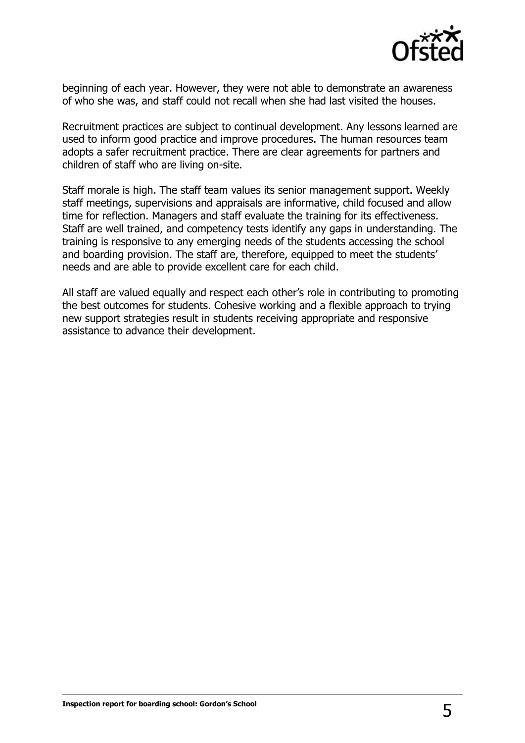beginning of each year. However, they were not able to demonstrate an awareness of who she was, and staff could not recall when she had last visited the houses.

Recruitment practices are subject to continual development. Any lessons learned are used to inform good practice and improve procedures. The human resources team adopts a safer recruitment practice. There are clear agreements for partners and children of staff who are living on-site.

Staff morale is high. The staff team values its senior management support. Weekly staff meetings, supervisions and appraisals are informative, child focused and allow time for reflection. Managers and staff evaluate the training for its effectiveness. Staff are well trained, and competency tests identify any gaps in understanding. The training is responsive to any emerging needs of the students accessing the school and boarding provision. The staff are, therefore, equipped to meet the students' needs and are able to provide excellent care for each child.

All staff are valued equally and respect each other's role in contributing to promoting the best outcomes for students. Cohesive working and a flexible approach to trying new support strategies result in students receiving appropriate and responsive assistance to advance their development.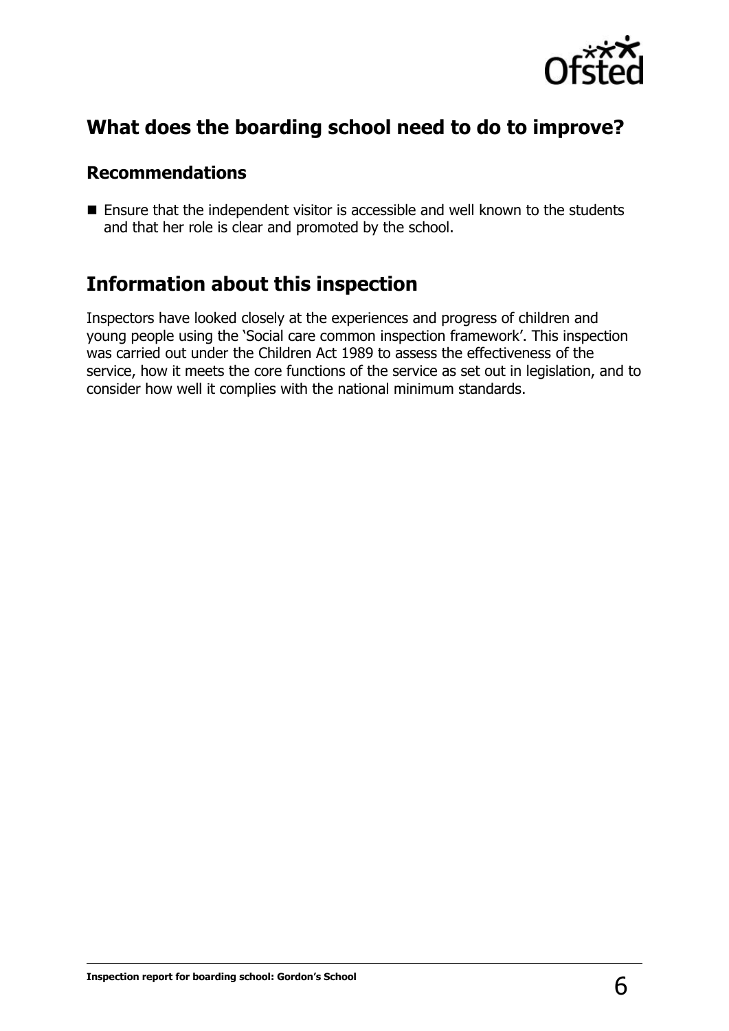## What does the boarding school need to do to improve?

### Recommendations

- Ensure that the independent visitor is accessible and well known to the students and that her role is clear and promoted by the school.

## Information about this inspection

Inspectors have looked closely at the experiences and progress of children and young people using the 'Social care common inspection framework'. This inspection was carried out under the Children Act 1989 to assess the effectiveness of the service, how it meets the core functions of the service as set out in legislation, and to consider how well it complies with the national minimum standards.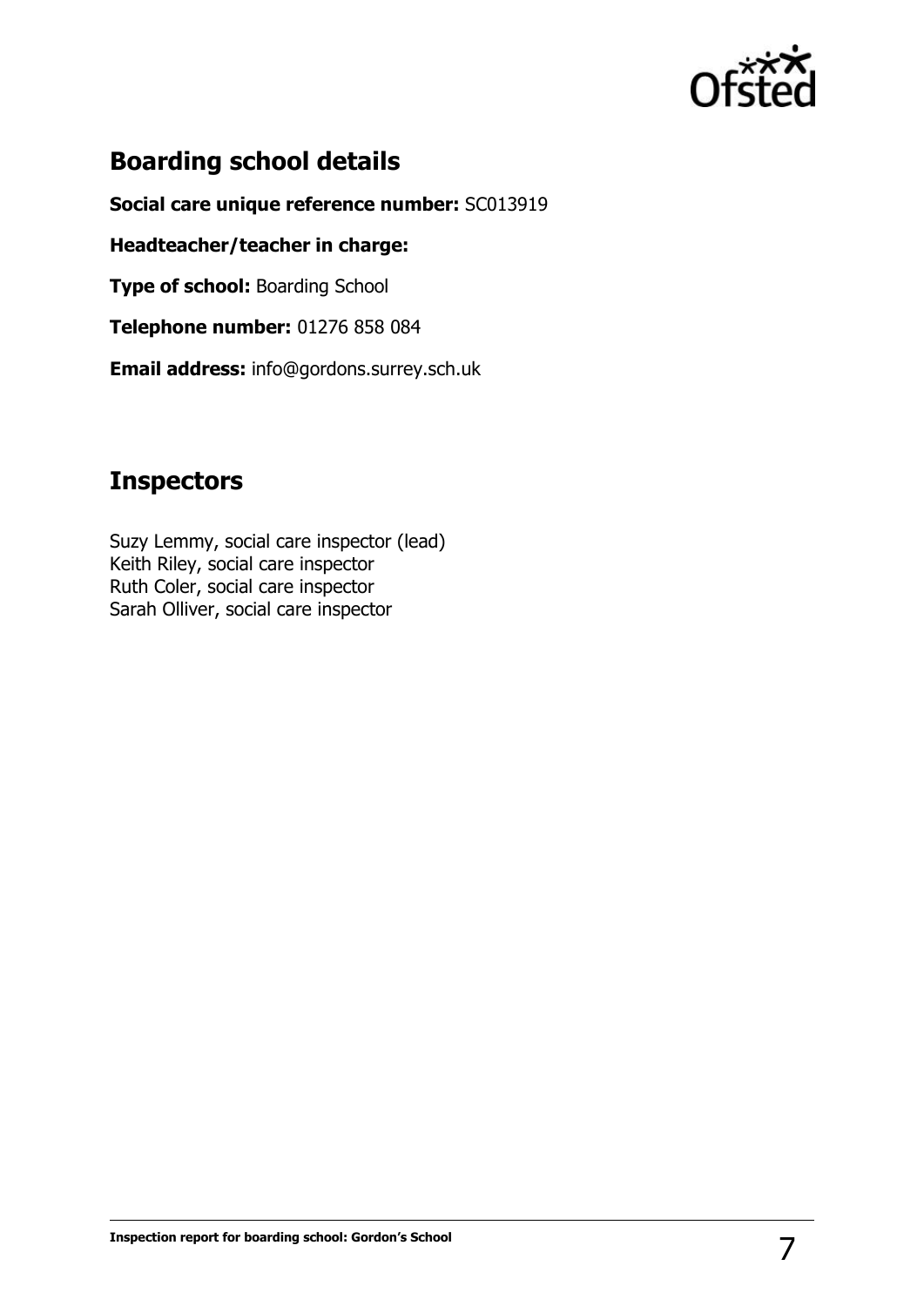## Boarding school details

**Social care unique reference number:** SC013919

**Headteacher/teacher in charge:**

**Type of school:** Boarding School

**Telephone number:** 01276 858 084

**Email address:** info@gordons.surrey.sch.uk

## Inspectors

Suzy Lemmy, social care inspector (lead)
Keith Riley, social care inspector
Ruth Coler, social care inspector
Sarah Olliver, social care inspector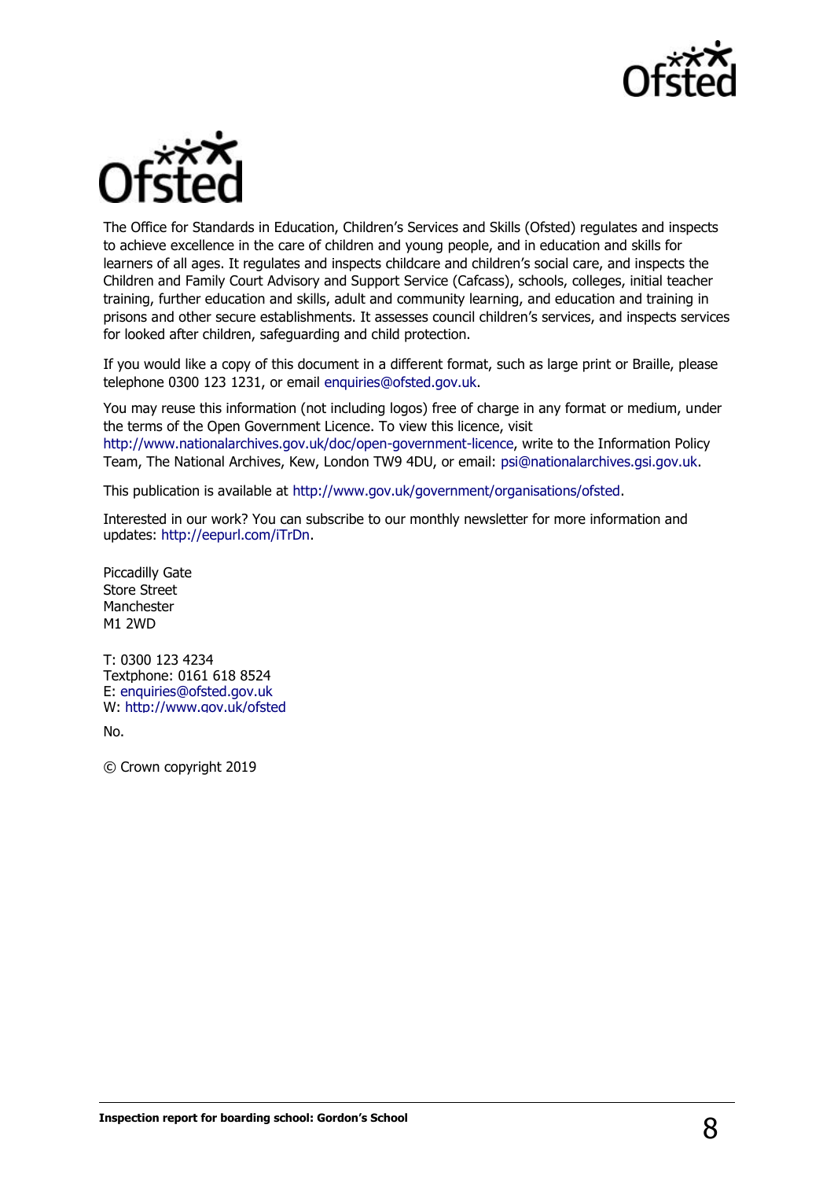The Office for Standards in Education, Children's Services and Skills (Ofsted) regulates and inspects to achieve excellence in the care of children and young people, and in education and skills for learners of all ages. It regulates and inspects childcare and children's social care, and inspects the Children and Family Court Advisory and Support Service (Cafcass), schools, colleges, initial teacher training, further education and skills, adult and community learning, and education and training in prisons and other secure establishments. It assesses council children's services, and inspects services for looked after children, safeguarding and child protection.

If you would like a copy of this document in a different format, such as large print or Braille, please telephone 0300 123 1231, or email enquiries@ofsted.gov.uk.

You may reuse this information (not including logos) free of charge in any format or medium, under the terms of the Open Government Licence. To view this licence, visit http://www.nationalarchives.gov.uk/doc/open-government-licence, write to the Information Policy Team, The National Archives, Kew, London TW9 4DU, or email: psi@nationalarchives.gsi.gov.uk.

This publication is available at http://www.gov.uk/government/organisations/ofsted.

Interested in our work? You can subscribe to our monthly newsletter for more information and updates: http://eepurl.com/iTrDn.

Piccadilly Gate
Store Street
Manchester
M1 2WD

T: 0300 123 4234
Textphone: 0161 618 8524
E: enquiries@ofsted.gov.uk
W: http://www.gov.uk/ofsted

No.

© Crown copyright 2019